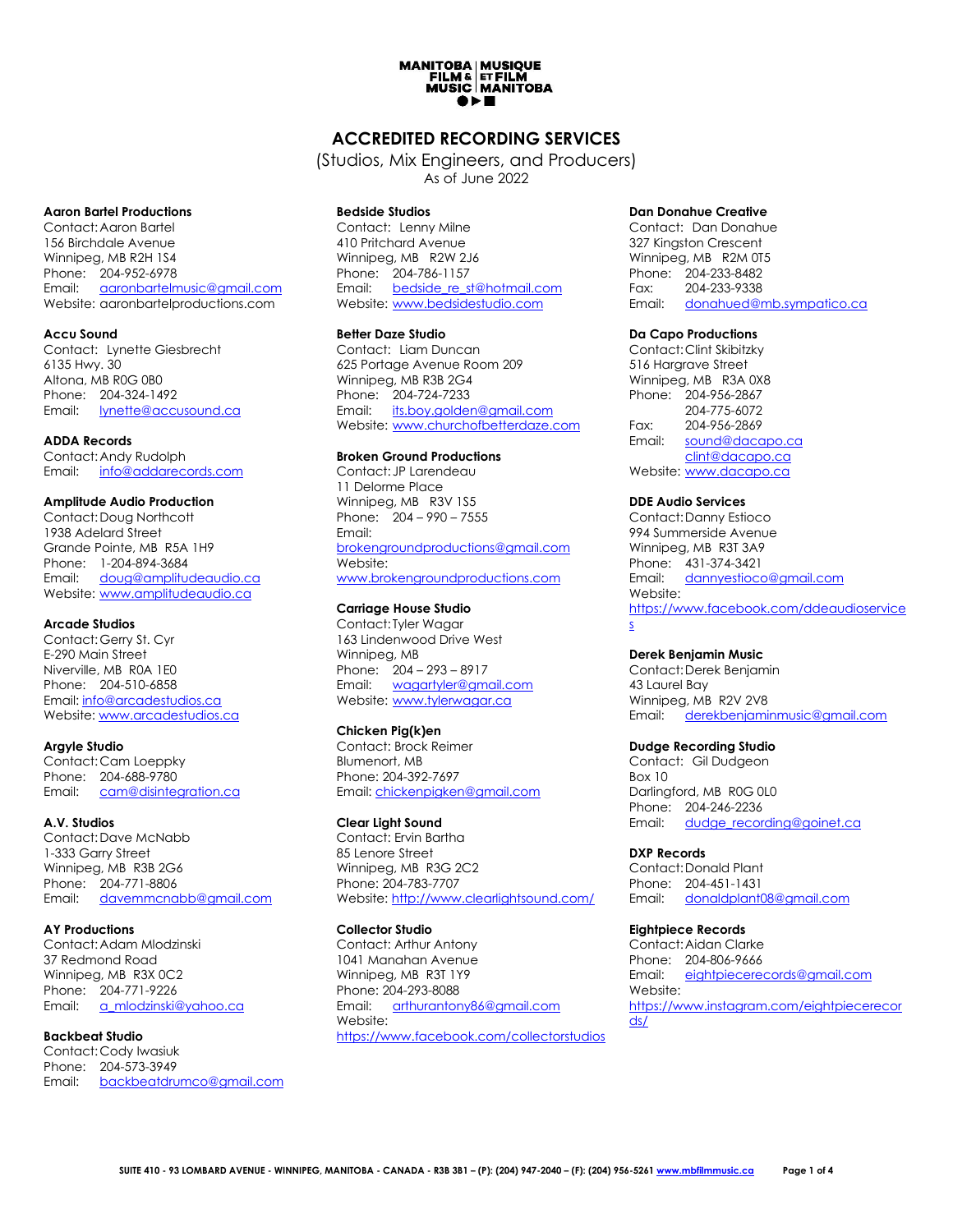MANITOBA FILM & MUSIC | MUSIQUE ET FILM MANITOBA

# ACCREDITED RECORDING SERVICES

(Studios, Mix Engineers, and Producers)
As of June 2022

**Aaron Bartel Productions**
Contact: Aaron Bartel
156 Birchdale Avenue
Winnipeg, MB R2H 1S4
Phone: 204-952-6978
Email: aaronbartelmusic@gmail.com
Website: aaronbartelproductions.com

**Accu Sound**
Contact: Lynette Giesbrecht
6135 Hwy. 30
Altona, MB R0G 0B0
Phone: 204-324-1492
Email: lynette@accusound.ca

**ADDA Records**
Contact: Andy Rudolph
Email: info@addarecords.com

**Amplitude Audio Production**
Contact: Doug Northcott
1938 Adelard Street
Grande Pointe, MB R5A 1H9
Phone: 1-204-894-3684
Email: doug@amplitudeaudio.ca
Website: www.amplitudeaudio.ca

**Arcade Studios**
Contact: Gerry St. Cyr
E-290 Main Street
Niverville, MB R0A 1E0
Phone: 204-510-6858
Email: info@arcadestudios.ca
Website: www.arcadestudios.ca

**Argyle Studio**
Contact: Cam Loeppky
Phone: 204-688-9780
Email: cam@disintegration.ca

**A.V. Studios**
Contact: Dave McNabb
1-333 Garry Street
Winnipeg, MB R3B 2G6
Phone: 204-771-8806
Email: davemmcnabb@gmail.com

**AY Productions**
Contact: Adam Mlodzinski
37 Redmond Road
Winnipeg, MB R3X 0C2
Phone: 204-771-9226
Email: a_mlodzinski@yahoo.ca

**Backbeat Studio**
Contact: Cody Iwasiuk
Phone: 204-573-3949
Email: backbeatdrumco@gmail.com

**Bedside Studios**
Contact: Lenny Milne
410 Pritchard Avenue
Winnipeg, MB R2W 2J6
Phone: 204-786-1157
Email: bedside_re_st@hotmail.com
Website: www.bedsidestudio.com

**Better Daze Studio**
Contact: Liam Duncan
625 Portage Avenue Room 209
Winnipeg, MB R3B 2G4
Phone: 204-724-7233
Email: its.boy.golden@gmail.com
Website: www.churchofbetterdaze.com

**Broken Ground Productions**
Contact: JP Larendeau
11 Delorme Place
Winnipeg, MB R3V 1S5
Phone: 204 – 990 – 7555
Email: brokengroundproductions@gmail.com
Website: www.brokengroundproductions.com

**Carriage House Studio**
Contact: Tyler Wagar
163 Lindenwood Drive West
Winnipeg, MB
Phone: 204 – 293 – 8917
Email: wagartyler@gmail.com
Website: www.tylerwagar.ca

**Chicken Pig(k)en**
Contact: Brock Reimer
Blumenort, MB
Phone: 204-392-7697
Email: chickenpigken@gmail.com

**Clear Light Sound**
Contact: Ervin Bartha
85 Lenore Street
Winnipeg, MB R3G 2C2
Phone: 204-783-7707
Website: http://www.clearlightsound.com/

**Collector Studio**
Contact: Arthur Antony
1041 Manahan Avenue
Winnipeg, MB R3T 1Y9
Phone: 204-293-8088
Email: arthurantony86@gmail.com
Website: https://www.facebook.com/collectorstudios

**Dan Donahue Creative**
Contact: Dan Donahue
327 Kingston Crescent
Winnipeg, MB R2M 0T5
Phone: 204-233-8482
Fax: 204-233-9338
Email: donahued@mb.sympatico.ca

**Da Capo Productions**
Contact: Clint Skibitzky
516 Hargrave Street
Winnipeg, MB R3A 0X8
Phone: 204-956-2867
204-775-6072
Fax: 204-956-2869
Email: sound@dacapo.ca
clint@dacapo.ca
Website: www.dacapo.ca

**DDE Audio Services**
Contact: Danny Estioco
994 Summerside Avenue
Winnipeg, MB R3T 3A9
Phone: 431-374-3421
Email: dannyestioco@gmail.com
Website: https://www.facebook.com/ddeaudioservices

**Derek Benjamin Music**
Contact: Derek Benjamin
43 Laurel Bay
Winnipeg, MB R2V 2V8
Email: derekbenjaminmusic@gmail.com

**Dudge Recording Studio**
Contact: Gil Dudgeon
Box 10
Darlingford, MB R0G 0L0
Phone: 204-246-2236
Email: dudge_recording@goinet.ca

**DXP Records**
Contact: Donald Plant
Phone: 204-451-1431
Email: donaldplant08@gmail.com

**Eightpiece Records**
Contact: Aidan Clarke
Phone: 204-806-9666
Email: eightpiecerecords@gmail.com
Website: https://www.instagram.com/eightpiecerecords/

SUITE 410 - 93 LOMBARD AVENUE - WINNIPEG, MANITOBA - CANADA - R3B 3B1 – (P): (204) 947-2040 – (F): (204) 956-5261 www.mbfilmmusic.ca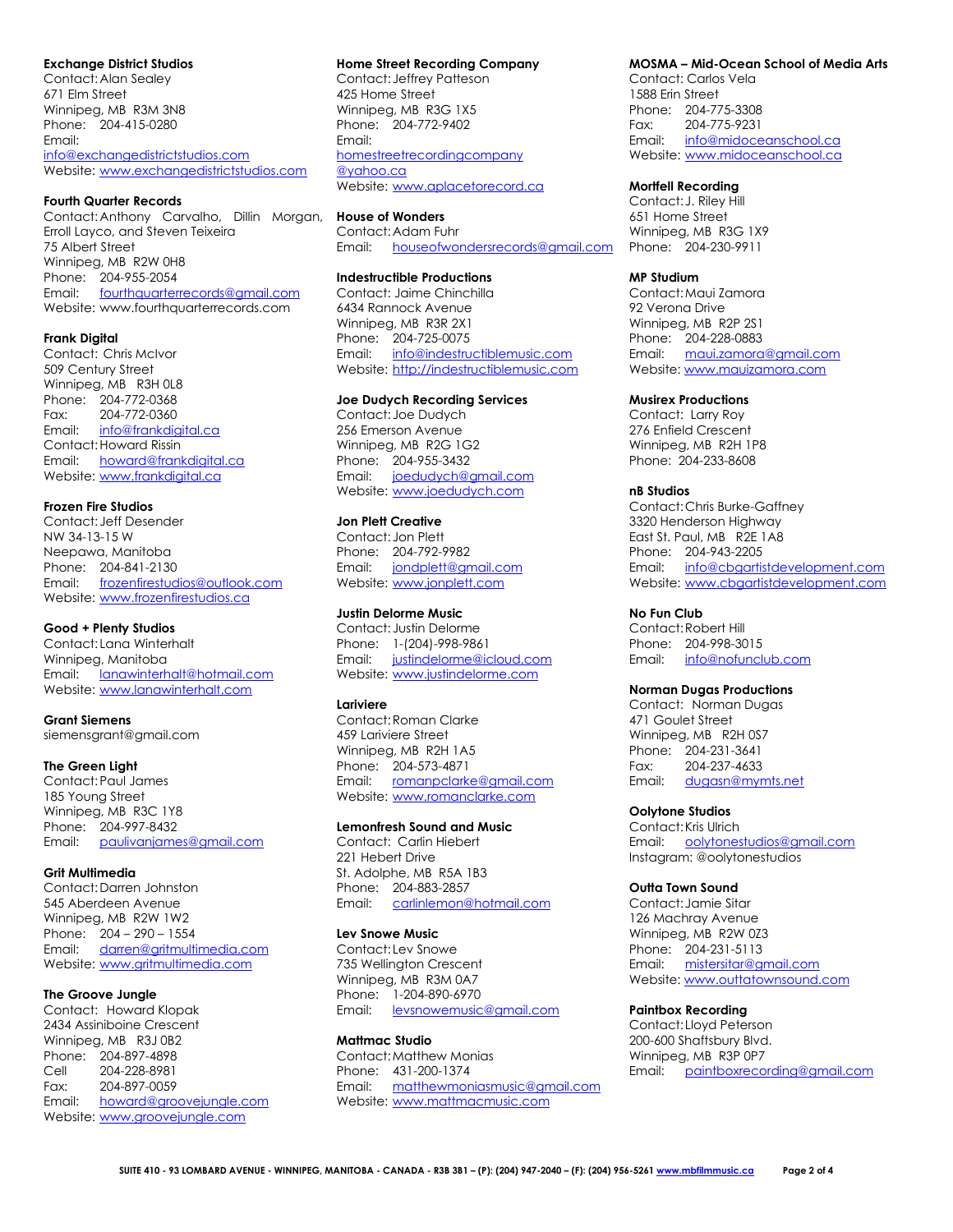**Exchange District Studios**
Contact: Alan Sealey
671 Elm Street
Winnipeg, MB R3M 3N8
Phone: 204-415-0280
Email: info@exchangedistrictstudios.com
Website: www.exchangedistrictstudios.com

**Fourth Quarter Records**
Contact: Anthony Carvalho, Dillin Morgan, Erroll Layco, and Steven Teixeira
75 Albert Street
Winnipeg, MB R2W 0H8
Phone: 204-955-2054
Email: fourthquarterrecords@gmail.com
Website: www.fourthquarterrecords.com

**Frank Digital**
Contact: Chris McIvor
509 Century Street
Winnipeg, MB R3H 0L8
Phone: 204-772-0368
Fax: 204-772-0360
Email: info@frankdigital.ca
Contact: Howard Rissin
Email: howard@frankdigital.ca
Website: www.frankdigital.ca

**Frozen Fire Studios**
Contact: Jeff Desender
NW 34-13-15 W
Neepawa, Manitoba
Phone: 204-841-2130
Email: frozenfirestudios@outlook.com
Website: www.frozenfirestudios.ca

**Good + Plenty Studios**
Contact: Lana Winterhalt
Winnipeg, Manitoba
Email: lanawinterhalt@hotmail.com
Website: www.lanawinterhalt.com

**Grant Siemens**
siemensgrant@gmail.com

**The Green Light**
Contact: Paul James
185 Young Street
Winnipeg, MB R3C 1Y8
Phone: 204-997-8432
Email: paulivanjames@gmail.com

**Grit Multimedia**
Contact: Darren Johnston
545 Aberdeen Avenue
Winnipeg, MB R2W 1W2
Phone: 204 – 290 – 1554
Email: darren@gritmultimedia.com
Website: www.gritmultimedia.com

**The Groove Jungle**
Contact: Howard Klopak
2434 Assiniboine Crescent
Winnipeg, MB R3J 0B2
Phone: 204-897-4898
Cell 204-228-8981
Fax: 204-897-0059
Email: howard@groovejungle.com
Website: www.groovejungle.com

**Home Street Recording Company**
Contact: Jeffrey Patteson
425 Home Street
Winnipeg, MB R3G 1X5
Phone: 204-772-9402
Email: homestreetrecordingcompany@yahoo.ca
Website: www.aplacetorecord.ca

**House of Wonders**
Contact: Adam Fuhr
Email: houseofwondersrecords@gmail.com

**Indestructible Productions**
Contact: Jaime Chinchilla
6434 Rannock Avenue
Winnipeg, MB R3R 2X1
Phone: 204-725-0075
Email: info@indestructiblemusic.com
Website: http://indestructiblemusic.com

**Joe Dudych Recording Services**
Contact: Joe Dudych
256 Emerson Avenue
Winnipeg, MB R2G 1G2
Phone: 204-955-3432
Email: joedudych@gmail.com
Website: www.joedudych.com

**Jon Plett Creative**
Contact: Jon Plett
Phone: 204-792-9982
Email: jondplett@gmail.com
Website: www.jonplett.com

**Justin Delorme Music**
Contact: Justin Delorme
Phone: 1-(204)-998-9861
Email: justindelorme@icloud.com
Website: www.justindelorme.com

**Lariviere**
Contact: Roman Clarke
459 Lariviere Street
Winnipeg, MB R2H 1A5
Phone: 204-573-4871
Email: romanpclarke@gmail.com
Website: www.romanclarke.com

**Lemonfresh Sound and Music**
Contact: Carlin Hiebert
221 Hebert Drive
St. Adolphe, MB R5A 1B3
Phone: 204-883-2857
Email: carlinlemon@hotmail.com

**Lev Snowe Music**
Contact: Lev Snowe
735 Wellington Crescent
Winnipeg, MB R3M 0A7
Phone: 1-204-890-6970
Email: levsnowemusic@gmail.com

**Mattmac Studio**
Contact: Matthew Monias
Phone: 431-200-1374
Email: matthewmoniasmusic@gmail.com
Website: www.mattmacmusic.com

**MOSMA – Mid-Ocean School of Media Arts**
Contact: Carlos Vela
1588 Erin Street
Phone: 204-775-3308
Fax: 204-775-9231
Email: info@midoceanschool.ca
Website: www.midoceanschool.ca

**Mortfell Recording**
Contact: J. Riley Hill
651 Home Street
Winnipeg, MB R3G 1X9
Phone: 204-230-9911

**MP Studium**
Contact: Maui Zamora
92 Verona Drive
Winnipeg, MB R2P 2S1
Phone: 204-228-0883
Email: maui.zamora@gmail.com
Website: www.mauizamora.com

**Musirex Productions**
Contact: Larry Roy
276 Enfield Crescent
Winnipeg, MB R2H 1P8
Phone: 204-233-8608

**nB Studios**
Contact: Chris Burke-Gaffney
3320 Henderson Highway
East St. Paul, MB R2E 1A8
Phone: 204-943-2205
Email: info@cbgartistdevelopment.com
Website: www.cbgartistdevelopment.com

**No Fun Club**
Contact: Robert Hill
Phone: 204-998-3015
Email: info@nofunclub.com

**Norman Dugas Productions**
Contact: Norman Dugas
471 Goulet Street
Winnipeg, MB R2H 0S7
Phone: 204-231-3641
Fax: 204-237-4633
Email: dugasn@mymts.net

**Oolytone Studios**
Contact: Kris Ulrich
Email: oolytonestudios@gmail.com
Instagram: @oolytonestudios

**Outta Town Sound**
Contact: Jamie Sitar
126 Machray Avenue
Winnipeg, MB R2W 0Z3
Phone: 204-231-5113
Email: mistersitar@gmail.com
Website: www.outtatownsound.com

**Paintbox Recording**
Contact: Lloyd Peterson
200-600 Shaftsbury Blvd.
Winnipeg, MB R3P 0P7
Email: paintboxrecording@gmail.com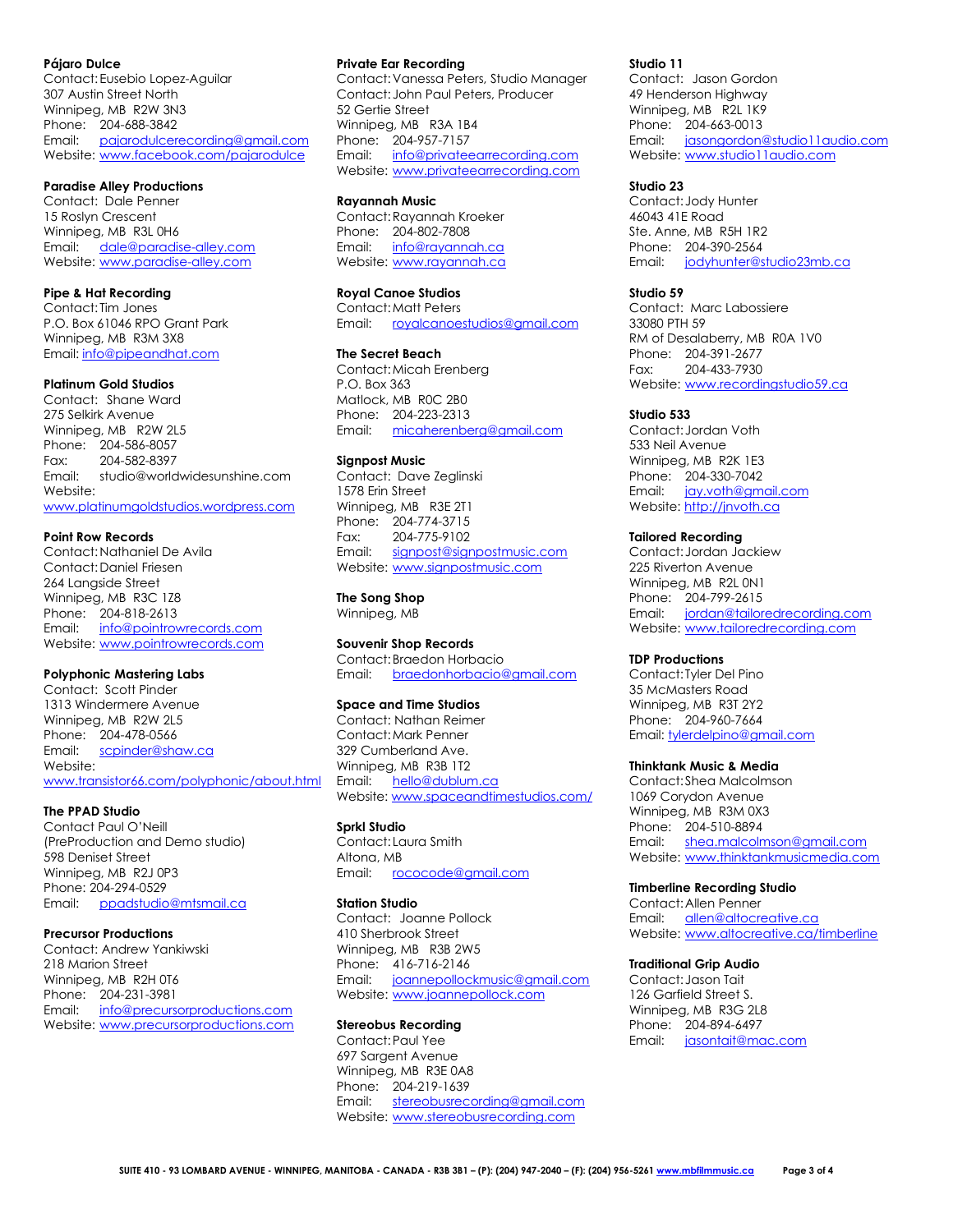**Pájaro Dulce**
Contact: Eusebio Lopez-Aguilar
307 Austin Street North
Winnipeg, MB R2W 3N3
Phone: 204-688-3842
Email: pajarodulcerecording@gmail.com
Website: www.facebook.com/pajarodulce

**Paradise Alley Productions**
Contact: Dale Penner
15 Roslyn Crescent
Winnipeg, MB R3L 0H6
Email: dale@paradise-alley.com
Website: www.paradise-alley.com

**Pipe & Hat Recording**
Contact: Tim Jones
P.O. Box 61046 RPO Grant Park
Winnipeg, MB R3M 3X8
Email: info@pipeandhat.com

**Platinum Gold Studios**
Contact: Shane Ward
275 Selkirk Avenue
Winnipeg, MB R2W 2L5
Phone: 204-586-8057
Fax: 204-582-8397
Email: studio@worldwidesunshine.com
Website:
www.platinumgoldstudios.wordpress.com

**Point Row Records**
Contact: Nathaniel De Avila
Contact: Daniel Friesen
264 Langside Street
Winnipeg, MB R3C 1Z8
Phone: 204-818-2613
Email: info@pointrowrecords.com
Website: www.pointrowrecords.com

**Polyphonic Mastering Labs**
Contact: Scott Pinder
1313 Windermere Avenue
Winnipeg, MB R2W 2L5
Phone: 204-478-0566
Email: scpinder@shaw.ca
Website:
www.transistor66.com/polyphonic/about.html

**The PPAD Studio**
Contact Paul O'Neill
(PreProduction and Demo studio)
598 Deniset Street
Winnipeg, MB R2J 0P3
Phone: 204-294-0529
Email: ppadstudio@mtsmail.ca

**Precursor Productions**
Contact: Andrew Yankiwski
218 Marion Street
Winnipeg, MB R2H 0T6
Phone: 204-231-3981
Email: info@precursorproductions.com
Website: www.precursorproductions.com

**Private Ear Recording**
Contact: Vanessa Peters, Studio Manager
Contact: John Paul Peters, Producer
52 Gertie Street
Winnipeg, MB R3A 1B4
Phone: 204-957-7157
Email: info@privateearrecording.com
Website: www.privateearrecording.com

**Rayannah Music**
Contact: Rayannah Kroeker
Phone: 204-802-7808
Email: info@rayannah.ca
Website: www.rayannah.ca

**Royal Canoe Studios**
Contact: Matt Peters
Email: royalcanoestudios@gmail.com

**The Secret Beach**
Contact: Micah Erenberg
P.O. Box 363
Matlock, MB R0C 2B0
Phone: 204-223-2313
Email: micaherenberg@gmail.com

**Signpost Music**
Contact: Dave Zeglinski
1578 Erin Street
Winnipeg, MB R3E 2T1
Phone: 204-774-3715
Fax: 204-775-9102
Email: signpost@signpostmusic.com
Website: www.signpostmusic.com

**The Song Shop**
Winnipeg, MB

**Souvenir Shop Records**
Contact: Braedon Horbacio
Email: braedonhorbacio@gmail.com

**Space and Time Studios**
Contact: Nathan Reimer
Contact: Mark Penner
329 Cumberland Ave.
Winnipeg, MB R3B 1T2
Email: hello@dublum.ca
Website: www.spaceandtimestudios.com/

**Sprkl Studio**
Contact: Laura Smith
Altona, MB
Email: rococode@gmail.com

**Station Studio**
Contact: Joanne Pollock
410 Sherbrook Street
Winnipeg, MB R3B 2W5
Phone: 416-716-2146
Email: joannepollockmusic@gmail.com
Website: www.joannepollock.com

**Stereobus Recording**
Contact: Paul Yee
697 Sargent Avenue
Winnipeg, MB R3E 0A8
Phone: 204-219-1639
Email: stereobusrecording@gmail.com
Website: www.stereobusrecording.com

**Studio 11**
Contact: Jason Gordon
49 Henderson Highway
Winnipeg, MB R2L 1K9
Phone: 204-663-0013
Email: jasongordon@studio11audio.com
Website: www.studio11audio.com

**Studio 23**
Contact: Jody Hunter
46043 41E Road
Ste. Anne, MB R5H 1R2
Phone: 204-390-2564
Email: jodyhunter@studio23mb.ca

**Studio 59**
Contact: Marc Labossiere
33080 PTH 59
RM of Desalaberry, MB R0A 1V0
Phone: 204-391-2677
Fax: 204-433-7930
Website: www.recordingstudio59.ca

**Studio 533**
Contact: Jordan Voth
533 Neil Avenue
Winnipeg, MB R2K 1E3
Phone: 204-330-7042
Email: jay.voth@gmail.com
Website: http://jnvoth.ca

**Tailored Recording**
Contact: Jordan Jackiew
225 Riverton Avenue
Winnipeg, MB R2L 0N1
Phone: 204-799-2615
Email: jordan@tailoredrecording.com
Website: www.tailoredrecording.com

**TDP Productions**
Contact: Tyler Del Pino
35 McMasters Road
Winnipeg, MB R3T 2Y2
Phone: 204-960-7664
Email: tylerdelpino@gmail.com

**Thinktank Music & Media**
Contact: Shea Malcolmson
1069 Corydon Avenue
Winnipeg, MB R3M 0X3
Phone: 204-510-8894
Email: shea.malcolmson@gmail.com
Website: www.thinktankmusicmedia.com

**Timberline Recording Studio**
Contact: Allen Penner
Email: allen@altocreative.ca
Website: www.altocreative.ca/timberline

**Traditional Grip Audio**
Contact: Jason Tait
126 Garfield Street S.
Winnipeg, MB R3G 2L8
Phone: 204-894-6497
Email: jasontait@mac.com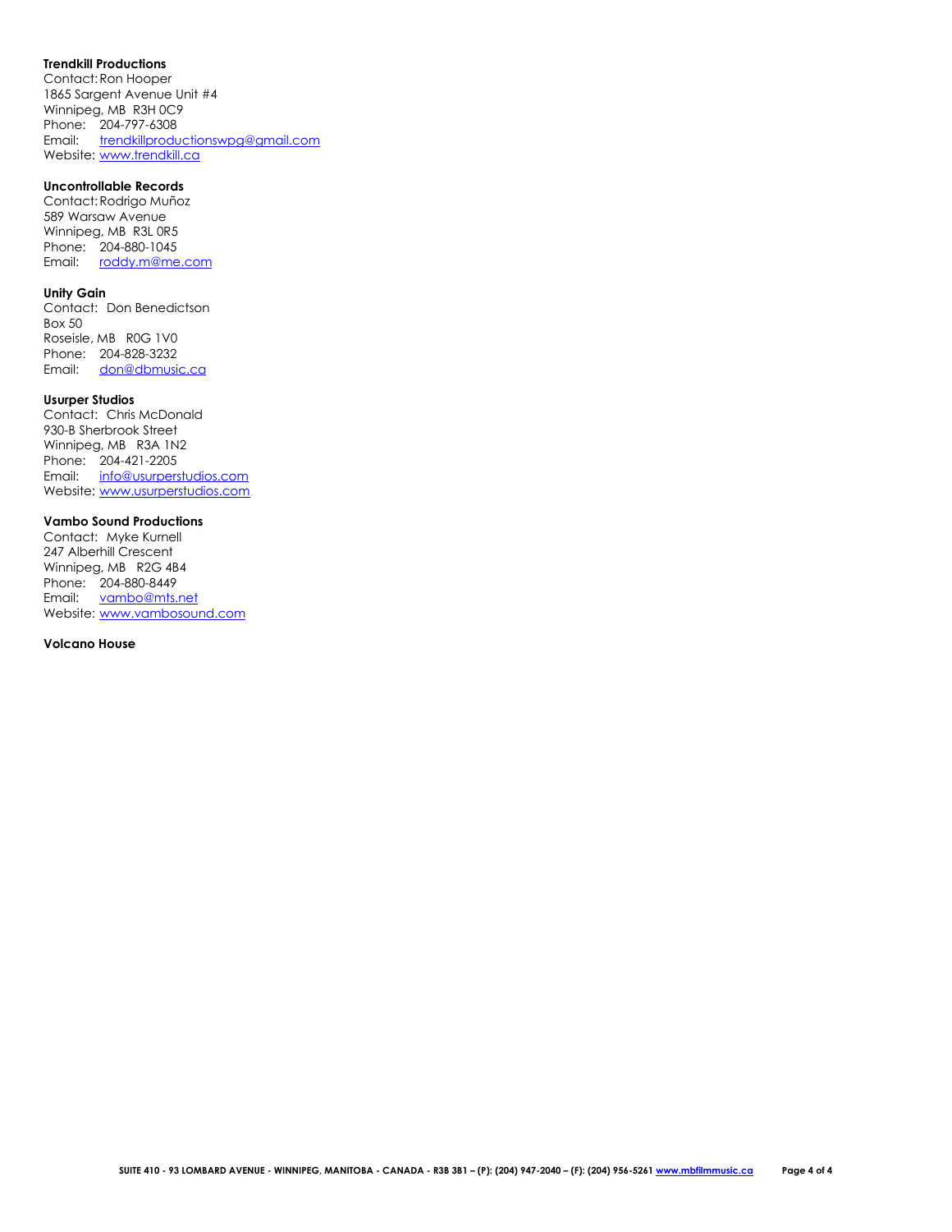**Trendkill Productions**
Contact: Ron Hooper
1865 Sargent Avenue Unit #4
Winnipeg, MB R3H 0C9
Phone: 204-797-6308
Email: trendkillproductionswpg@gmail.com
Website: www.trendkill.ca

**Uncontrollable Records**
Contact: Rodrigo Muñoz
589 Warsaw Avenue
Winnipeg, MB R3L 0R5
Phone: 204-880-1045
Email: roddy.m@me.com

**Unity Gain**
Contact: Don Benedictson
Box 50
Roseisle, MB R0G 1V0
Phone: 204-828-3232
Email: don@dbmusic.ca

**Usurper Studios**
Contact: Chris McDonald
930-B Sherbrook Street
Winnipeg, MB R3A 1N2
Phone: 204-421-2205
Email: info@usurperstudios.com
Website: www.usurperstudios.com

**Vambo Sound Productions**
Contact: Myke Kurnell
247 Alberhill Crescent
Winnipeg, MB R2G 4B4
Phone: 204-880-8449
Email: vambo@mts.net
Website: www.vambosound.com

**Volcano House**